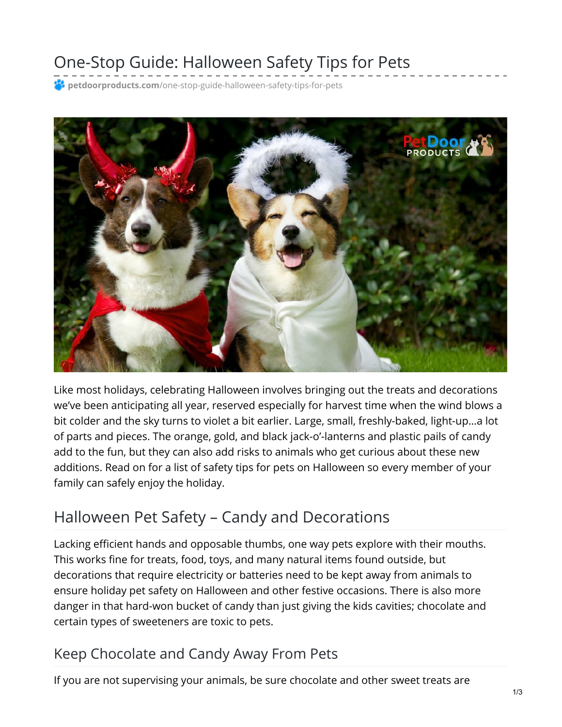# One-Stop Guide: Halloween Safety Tips for Pets

petdoorproducts.com/one-stop-guide-halloween-safety-tips-for-pets

Like most holidays, celebrating Halloween involves bringing out the treats and decorations we've been anticipating all year, reserved especially for harvest time when the wind blows a bit colder and the sky turns to violet a bit earlier. Large, small, freshly-baked, light-up...a lot of parts and pieces. The orange, gold, and black jack-o'-lanterns and plastic pails of candy add to the fun, but they can also add risks to animals who get curious about these new additions. Read on for a list of safety tips for pets on Halloween so every member of your family can safely enjoy the holiday.

## Halloween Pet Safety – Candy and Decorations

Lacking efficient hands and opposable thumbs, one way pets explore with their mouths. This works fine for treats, food, toys, and many natural items found outside, but decorations that require electricity or batteries need to be kept away from animals to ensure holiday pet safety on Halloween and other festive occasions. There is also more danger in that hard-won bucket of candy than just giving the kids cavities; chocolate and certain types of sweeteners are toxic to pets.

### Keep Chocolate and Candy Away From Pets

If you are not supervising your animals, be sure chocolate and other sweet treats are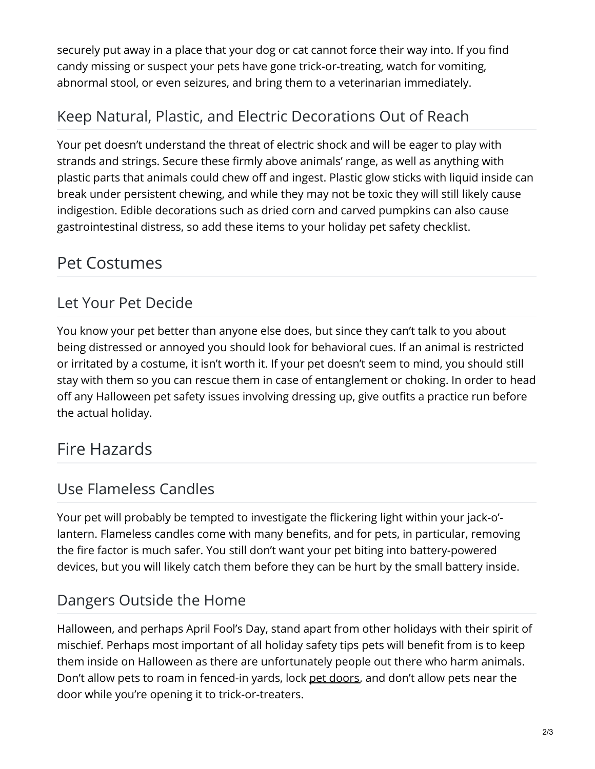securely put away in a place that your dog or cat cannot force their way into. If you find candy missing or suspect your pets have gone trick-or-treating, watch for vomiting, abnormal stool, or even seizures, and bring them to a veterinarian immediately.

### Keep Natural, Plastic, and Electric Decorations Out of Reach

Your pet doesn't understand the threat of electric shock and will be eager to play with strands and strings. Secure these firmly above animals' range, as well as anything with plastic parts that animals could chew off and ingest. Plastic glow sticks with liquid inside can break under persistent chewing, and while they may not be toxic they will still likely cause indigestion. Edible decorations such as dried corn and carved pumpkins can also cause gastrointestinal distress, so add these items to your holiday pet safety checklist.

## Pet Costumes

### Let Your Pet Decide

You know your pet better than anyone else does, but since they can't talk to you about being distressed or annoyed you should look for behavioral cues. If an animal is restricted or irritated by a costume, it isn't worth it. If your pet doesn't seem to mind, you should still stay with them so you can rescue them in case of entanglement or choking. In order to head off any Halloween pet safety issues involving dressing up, give outfits a practice run before the actual holiday.

## Fire Hazards

### Use Flameless Candles

Your pet will probably be tempted to investigate the flickering light within your jack-o'-lantern. Flameless candles come with many benefits, and for pets, in particular, removing the fire factor is much safer. You still don't want your pet biting into battery-powered devices, but you will likely catch them before they can be hurt by the small battery inside.

### Dangers Outside the Home

Halloween, and perhaps April Fool's Day, stand apart from other holidays with their spirit of mischief. Perhaps most important of all holiday safety tips pets will benefit from is to keep them inside on Halloween as there are unfortunately people out there who harm animals. Don't allow pets to roam in fenced-in yards, lock pet doors, and don't allow pets near the door while you're opening it to trick-or-treaters.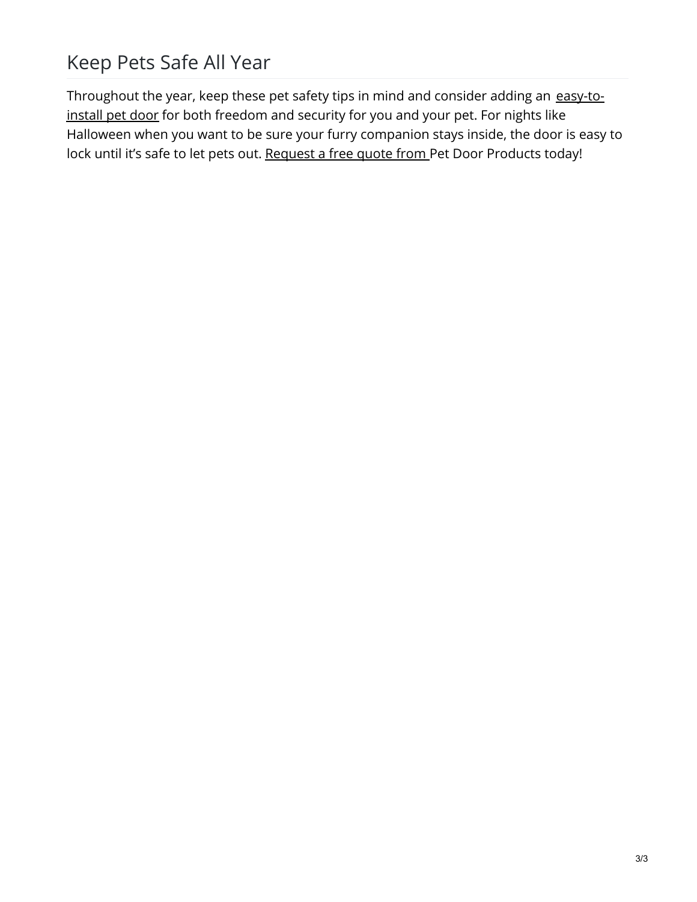## Keep Pets Safe All Year

Throughout the year, keep these pet safety tips in mind and consider adding an easy-to-install pet door for both freedom and security for you and your pet. For nights like Halloween when you want to be sure your furry companion stays inside, the door is easy to lock until it's safe to let pets out. Request a free quote from Pet Door Products today!